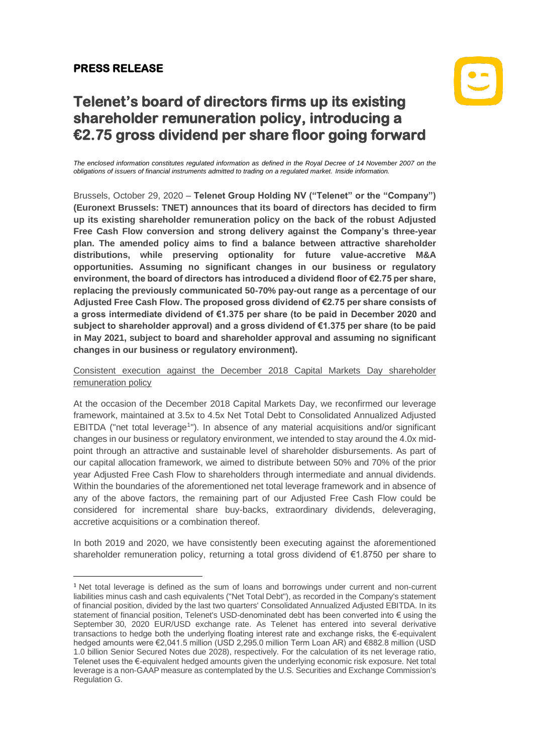**PRESS RELEASE**

# Telenet's board of directors firms up its existing shareholder remuneration policy, introducing a €2.75 gross dividend per share floor going forward

*The enclosed information constitutes regulated information as defined in the Royal Decree of 14 November 2007 on the obligations of issuers of financial instruments admitted to trading on a regulated market. Inside information.*

Brussels, October 29, 2020 – **Telenet Group Holding NV ("Telenet" or the "Company") (Euronext Brussels: TNET) announces that its board of directors has decided to firm up its existing shareholder remuneration policy on the back of the robust Adjusted Free Cash Flow conversion and strong delivery against the Company's three-year plan. The amended policy aims to find a balance between attractive shareholder distributions, while preserving optionality for future value-accretive M&A opportunities. Assuming no significant changes in our business or regulatory environment, the board of directors has introduced a dividend floor of €2.75 per share, replacing the previously communicated 50-70% pay-out range as a percentage of our Adjusted Free Cash Flow. The proposed gross dividend of €2.75 per share consists of a gross intermediate dividend of €1.375 per share (to be paid in December 2020 and subject to shareholder approval) and a gross dividend of €1.375 per share (to be paid in May 2021, subject to board and shareholder approval and assuming no significant changes in our business or regulatory environment).**

Consistent execution against the December 2018 Capital Markets Day shareholder remuneration policy

At the occasion of the December 2018 Capital Markets Day, we reconfirmed our leverage framework, maintained at 3.5x to 4.5x Net Total Debt to Consolidated Annualized Adjusted EBITDA ("net total leverage[1]"). In absence of any material acquisitions and/or significant changes in our business or regulatory environment, we intended to stay around the 4.0x mid-point through an attractive and sustainable level of shareholder disbursements. As part of our capital allocation framework, we aimed to distribute between 50% and 70% of the prior year Adjusted Free Cash Flow to shareholders through intermediate and annual dividends. Within the boundaries of the aforementioned net total leverage framework and in absence of any of the above factors, the remaining part of our Adjusted Free Cash Flow could be considered for incremental share buy-backs, extraordinary dividends, deleveraging, accretive acquisitions or a combination thereof.

In both 2019 and 2020, we have consistently been executing against the aforementioned shareholder remuneration policy, returning a total gross dividend of €1.8750 per share to

[1] Net total leverage is defined as the sum of loans and borrowings under current and non-current liabilities minus cash and cash equivalents ("Net Total Debt"), as recorded in the Company's statement of financial position, divided by the last two quarters' Consolidated Annualized Adjusted EBITDA. In its statement of financial position, Telenet's USD-denominated debt has been converted into € using the September 30, 2020 EUR/USD exchange rate. As Telenet has entered into several derivative transactions to hedge both the underlying floating interest rate and exchange risks, the €-equivalent hedged amounts were €2,041.5 million (USD 2,295.0 million Term Loan AR) and €882.8 million (USD 1.0 billion Senior Secured Notes due 2028), respectively. For the calculation of its net leverage ratio, Telenet uses the €-equivalent hedged amounts given the underlying economic risk exposure. Net total leverage is a non-GAAP measure as contemplated by the U.S. Securities and Exchange Commission's Regulation G.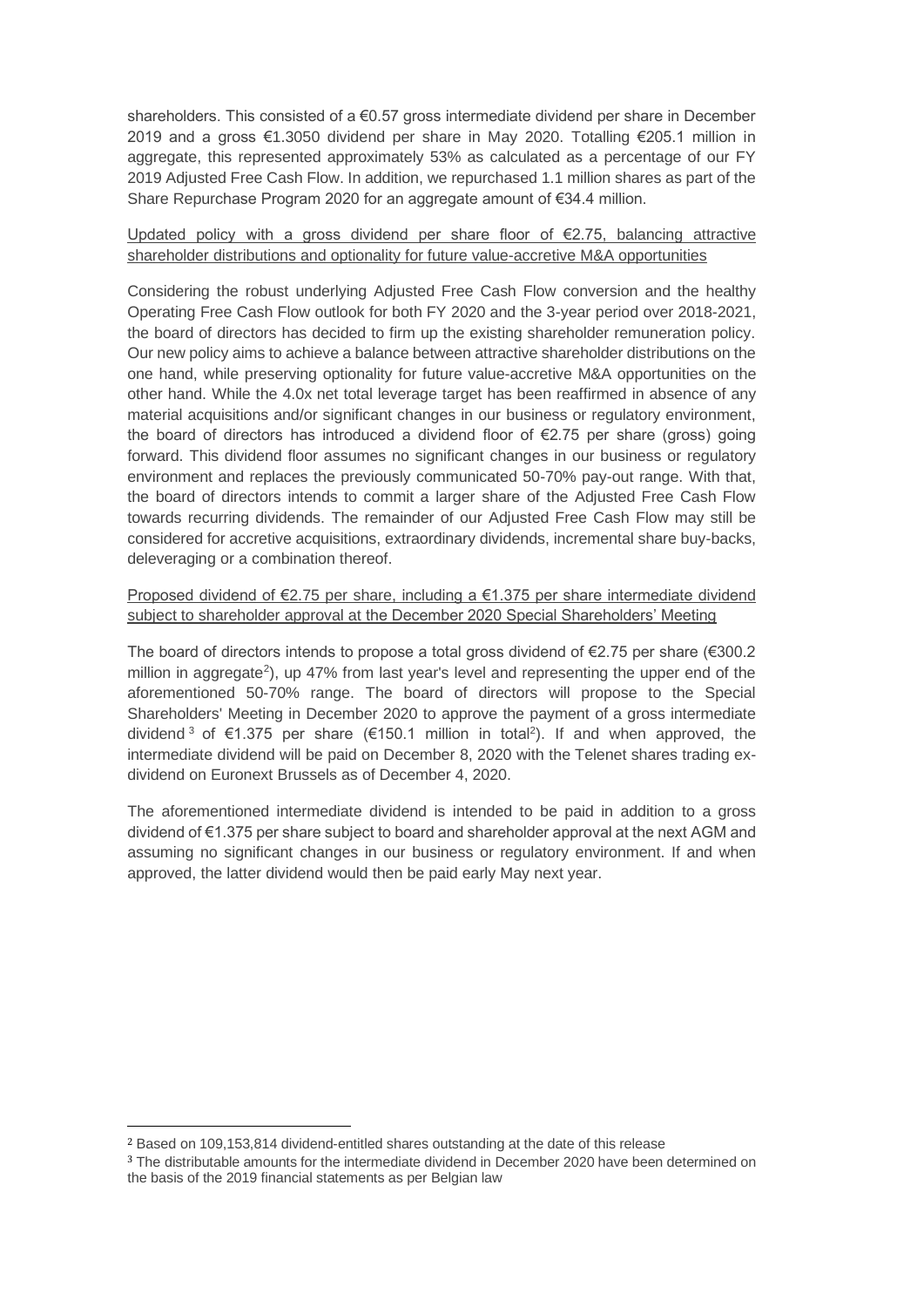shareholders. This consisted of a €0.57 gross intermediate dividend per share in December 2019 and a gross €1.3050 dividend per share in May 2020. Totalling €205.1 million in aggregate, this represented approximately 53% as calculated as a percentage of our FY 2019 Adjusted Free Cash Flow. In addition, we repurchased 1.1 million shares as part of the Share Repurchase Program 2020 for an aggregate amount of €34.4 million.

<u>Updated policy with a gross dividend per share floor of €2.75, balancing attractive shareholder distributions and optionality for future value-accretive M&A opportunities</u>

Considering the robust underlying Adjusted Free Cash Flow conversion and the healthy Operating Free Cash Flow outlook for both FY 2020 and the 3-year period over 2018-2021, the board of directors has decided to firm up the existing shareholder remuneration policy. Our new policy aims to achieve a balance between attractive shareholder distributions on the one hand, while preserving optionality for future value-accretive M&A opportunities on the other hand. While the 4.0x net total leverage target has been reaffirmed in absence of any material acquisitions and/or significant changes in our business or regulatory environment, the board of directors has introduced a dividend floor of €2.75 per share (gross) going forward. This dividend floor assumes no significant changes in our business or regulatory environment and replaces the previously communicated 50-70% pay-out range. With that, the board of directors intends to commit a larger share of the Adjusted Free Cash Flow towards recurring dividends. The remainder of our Adjusted Free Cash Flow may still be considered for accretive acquisitions, extraordinary dividends, incremental share buy-backs, deleveraging or a combination thereof.

<u>Proposed dividend of €2.75 per share, including a €1.375 per share intermediate dividend subject to shareholder approval at the December 2020 Special Shareholders' Meeting</u>

The board of directors intends to propose a total gross dividend of €2.75 per share (€300.2 million in aggregate[2]), up 47% from last year's level and representing the upper end of the aforementioned 50-70% range. The board of directors will propose to the Special Shareholders' Meeting in December 2020 to approve the payment of a gross intermediate dividend[3] of €1.375 per share (€150.1 million in total[2]). If and when approved, the intermediate dividend will be paid on December 8, 2020 with the Telenet shares trading ex-dividend on Euronext Brussels as of December 4, 2020.

The aforementioned intermediate dividend is intended to be paid in addition to a gross dividend of €1.375 per share subject to board and shareholder approval at the next AGM and assuming no significant changes in our business or regulatory environment. If and when approved, the latter dividend would then be paid early May next year.

---

[2] Based on 109,153,814 dividend-entitled shares outstanding at the date of this release

[3] The distributable amounts for the intermediate dividend in December 2020 have been determined on the basis of the 2019 financial statements as per Belgian law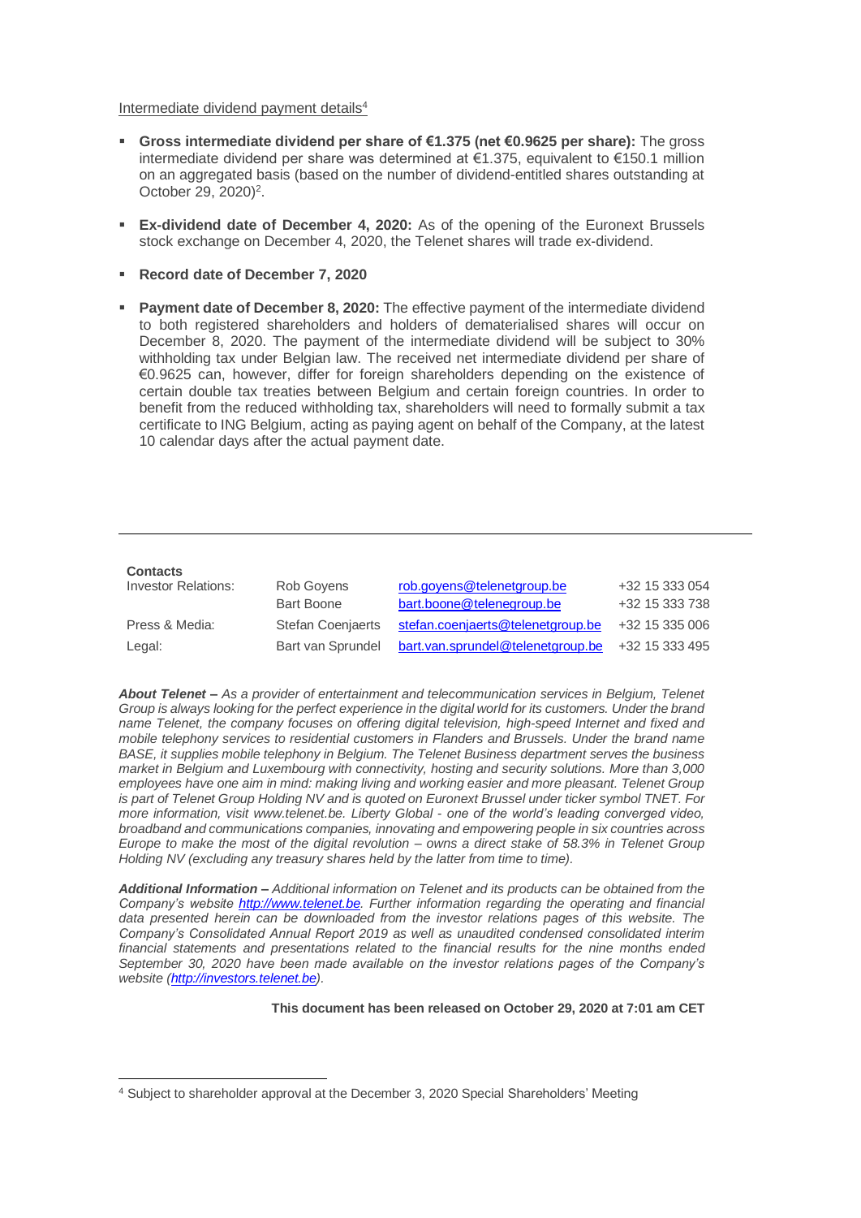Intermediate dividend payment details[4]

- **Gross intermediate dividend per share of €1.375 (net €0.9625 per share):** The gross intermediate dividend per share was determined at €1.375, equivalent to €150.1 million on an aggregated basis (based on the number of dividend-entitled shares outstanding at October 29, 2020)[2].

- **Ex-dividend date of December 4, 2020:** As of the opening of the Euronext Brussels stock exchange on December 4, 2020, the Telenet shares will trade ex-dividend.

- **Record date of December 7, 2020**

- **Payment date of December 8, 2020:** The effective payment of the intermediate dividend to both registered shareholders and holders of dematerialised shares will occur on December 8, 2020. The payment of the intermediate dividend will be subject to 30% withholding tax under Belgian law. The received net intermediate dividend per share of €0.9625 can, however, differ for foreign shareholders depending on the existence of certain double tax treaties between Belgium and certain foreign countries. In order to benefit from the reduced withholding tax, shareholders will need to formally submit a tax certificate to ING Belgium, acting as paying agent on behalf of the Company, at the latest 10 calendar days after the actual payment date.

---

**Contacts**

| | | | |
|---|---|---|---|
| Investor Relations: | Rob Goyens | rob.goyens@telenetgroup.be | +32 15 333 054 |
| | Bart Boone | bart.boone@telenegroup.be | +32 15 333 738 |
| Press & Media: | Stefan Coenjaerts | stefan.coenjaerts@telenetgroup.be | +32 15 335 006 |
| Legal: | Bart van Sprundel | bart.van.sprundel@telenetgroup.be | +32 15 333 495 |

***About Telenet –*** *As a provider of entertainment and telecommunication services in Belgium, Telenet Group is always looking for the perfect experience in the digital world for its customers. Under the brand name Telenet, the company focuses on offering digital television, high-speed Internet and fixed and mobile telephony services to residential customers in Flanders and Brussels. Under the brand name BASE, it supplies mobile telephony in Belgium. The Telenet Business department serves the business market in Belgium and Luxembourg with connectivity, hosting and security solutions. More than 3,000 employees have one aim in mind: making living and working easier and more pleasant. Telenet Group is part of Telenet Group Holding NV and is quoted on Euronext Brussel under ticker symbol TNET. For more information, visit www.telenet.be. Liberty Global - one of the world's leading converged video, broadband and communications companies, innovating and empowering people in six countries across Europe to make the most of the digital revolution – owns a direct stake of 58.3% in Telenet Group Holding NV (excluding any treasury shares held by the latter from time to time).*

***Additional Information –*** *Additional information on Telenet and its products can be obtained from the Company's website http://www.telenet.be. Further information regarding the operating and financial data presented herein can be downloaded from the investor relations pages of this website. The Company's Consolidated Annual Report 2019 as well as unaudited condensed consolidated interim financial statements and presentations related to the financial results for the nine months ended September 30, 2020 have been made available on the investor relations pages of the Company's website (http://investors.telenet.be).*

**This document has been released on October 29, 2020 at 7:01 am CET**

[4] Subject to shareholder approval at the December 3, 2020 Special Shareholders' Meeting